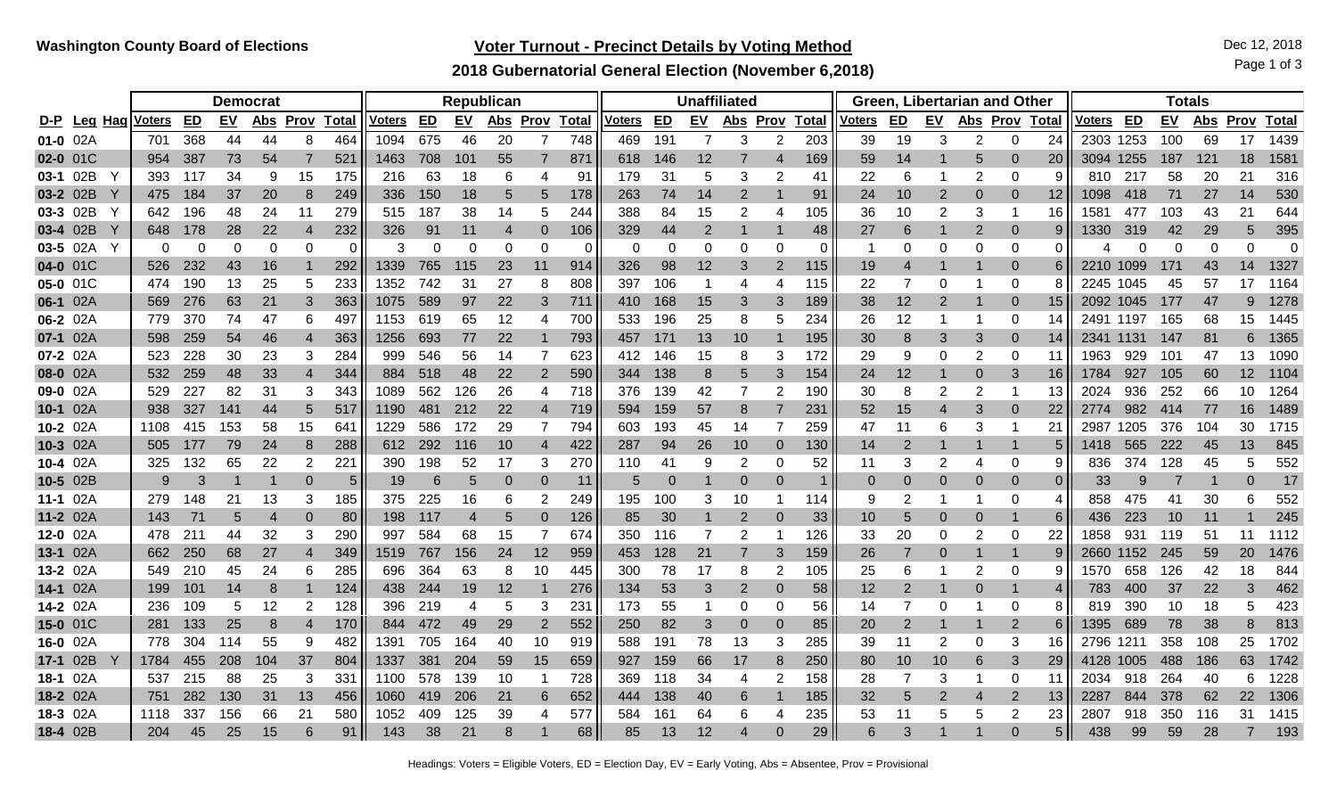**Washington County Board of Elections**

# Voter Turnout - Precinct Details by Voting Method

## 2018 Gubernatorial General Election (November 6,2018)

Dec 12, 2018

| | | | Democrat | | | | | | Republican | | | | | | Unaffiliated | | | | | | Green, Libertarian and Other | | | | | | Totals | | | | | |
|---|---|---|---|---|---|---|---|---|---|---|---|---|---|---|---|---|---|---|---|---|---|---|---|---|---|---|---|---|---|---|---|---|
| D-P | Leg | Hag | Voters | ED | EV | Abs | Prov | Total | Voters | ED | EV | Abs | Prov | Total | Voters | ED | EV | Abs | Prov | Total | Voters | ED | EV | Abs | Prov | Total | Voters | ED | EV | Abs | Prov | Total |
| 01-0 | 02A | | 701 | 368 | 44 | 44 | 8 | 464 | 1094 | 675 | 46 | 20 | 7 | 748 | 469 | 191 | 7 | 3 | 2 | 203 | 39 | 19 | 3 | 2 | 0 | 24 | 2303 | 1253 | 100 | 69 | 17 | 1439 |
| 02-0 | 01C | | 954 | 387 | 73 | 54 | 7 | 521 | 1463 | 708 | 101 | 55 | 7 | 871 | 618 | 146 | 12 | 7 | 4 | 169 | 59 | 14 | 1 | 5 | 0 | 20 | 3094 | 1255 | 187 | 121 | 18 | 1581 |
| 03-1 | 02B | Y | 393 | 117 | 34 | 9 | 15 | 175 | 216 | 63 | 18 | 6 | 4 | 91 | 179 | 31 | 5 | 3 | 2 | 41 | 22 | 6 | 1 | 2 | 0 | 9 | 810 | 217 | 58 | 20 | 21 | 316 |
| 03-2 | 02B | Y | 475 | 184 | 37 | 20 | 8 | 249 | 336 | 150 | 18 | 5 | 5 | 178 | 263 | 74 | 14 | 2 | 1 | 91 | 24 | 10 | 2 | 0 | 0 | 12 | 1098 | 418 | 71 | 27 | 14 | 530 |
| 03-3 | 02B | Y | 642 | 196 | 48 | 24 | 11 | 279 | 515 | 187 | 38 | 14 | 5 | 244 | 388 | 84 | 15 | 2 | 4 | 105 | 36 | 10 | 2 | 3 | 1 | 16 | 1581 | 477 | 103 | 43 | 21 | 644 |
| 03-4 | 02B | Y | 648 | 178 | 28 | 22 | 4 | 232 | 326 | 91 | 11 | 4 | 0 | 106 | 329 | 44 | 2 | 1 | 1 | 48 | 27 | 6 | 1 | 2 | 0 | 9 | 1330 | 319 | 42 | 29 | 5 | 395 |
| 03-5 | 02A | Y | 0 | 0 | 0 | 0 | 0 | 0 | 3 | 0 | 0 | 0 | 0 | 0 | 0 | 0 | 0 | 0 | 0 | 0 | 1 | 0 | 0 | 0 | 0 | 0 | 4 | 0 | 0 | 0 | 0 | 0 |
| 04-0 | 01C | | 526 | 232 | 43 | 16 | 1 | 292 | 1339 | 765 | 115 | 23 | 11 | 914 | 326 | 98 | 12 | 3 | 2 | 115 | 19 | 4 | 1 | 1 | 0 | 6 | 2210 | 1099 | 171 | 43 | 14 | 1327 |
| 05-0 | 01C | | 474 | 190 | 13 | 25 | 5 | 233 | 1352 | 742 | 31 | 27 | 8 | 808 | 397 | 106 | 1 | 4 | 4 | 115 | 22 | 7 | 0 | 1 | 0 | 8 | 2245 | 1045 | 45 | 57 | 17 | 1164 |
| 06-1 | 02A | | 569 | 276 | 63 | 21 | 3 | 363 | 1075 | 589 | 97 | 22 | 3 | 711 | 410 | 168 | 15 | 3 | 3 | 189 | 38 | 12 | 2 | 1 | 0 | 15 | 2092 | 1045 | 177 | 47 | 9 | 1278 |
| 06-2 | 02A | | 779 | 370 | 74 | 47 | 6 | 497 | 1153 | 619 | 65 | 12 | 4 | 700 | 533 | 196 | 25 | 8 | 5 | 234 | 26 | 12 | 1 | 1 | 0 | 14 | 2491 | 1197 | 165 | 68 | 15 | 1445 |
| 07-1 | 02A | | 598 | 259 | 54 | 46 | 4 | 363 | 1256 | 693 | 77 | 22 | 1 | 793 | 457 | 171 | 13 | 10 | 1 | 195 | 30 | 8 | 3 | 3 | 0 | 14 | 2341 | 1131 | 147 | 81 | 6 | 1365 |
| 07-2 | 02A | | 523 | 228 | 30 | 23 | 3 | 284 | 999 | 546 | 56 | 14 | 7 | 623 | 412 | 146 | 15 | 8 | 3 | 172 | 29 | 9 | 0 | 2 | 0 | 11 | 1963 | 929 | 101 | 47 | 13 | 1090 |
| 08-0 | 02A | | 532 | 259 | 48 | 33 | 4 | 344 | 884 | 518 | 48 | 22 | 2 | 590 | 344 | 138 | 8 | 5 | 3 | 154 | 24 | 12 | 1 | 0 | 3 | 16 | 1784 | 927 | 105 | 60 | 12 | 1104 |
| 09-0 | 02A | | 529 | 227 | 82 | 31 | 3 | 343 | 1089 | 562 | 126 | 26 | 4 | 718 | 376 | 139 | 42 | 7 | 2 | 190 | 30 | 8 | 2 | 2 | 1 | 13 | 2024 | 936 | 252 | 66 | 10 | 1264 |
| 10-1 | 02A | | 938 | 327 | 141 | 44 | 5 | 517 | 1190 | 481 | 212 | 22 | 4 | 719 | 594 | 159 | 57 | 8 | 7 | 231 | 52 | 15 | 4 | 3 | 0 | 22 | 2774 | 982 | 414 | 77 | 16 | 1489 |
| 10-2 | 02A | | 1108 | 415 | 153 | 58 | 15 | 641 | 1229 | 586 | 172 | 29 | 7 | 794 | 603 | 193 | 45 | 14 | 7 | 259 | 47 | 11 | 6 | 3 | 1 | 21 | 2987 | 1205 | 376 | 104 | 30 | 1715 |
| 10-3 | 02A | | 505 | 177 | 79 | 24 | 8 | 288 | 612 | 292 | 116 | 10 | 4 | 422 | 287 | 94 | 26 | 10 | 0 | 130 | 14 | 2 | 1 | 1 | 1 | 5 | 1418 | 565 | 222 | 45 | 13 | 845 |
| 10-4 | 02A | | 325 | 132 | 65 | 22 | 2 | 221 | 390 | 198 | 52 | 17 | 3 | 270 | 110 | 41 | 9 | 2 | 0 | 52 | 11 | 3 | 2 | 4 | 0 | 9 | 836 | 374 | 128 | 45 | 5 | 552 |
| 10-5 | 02B | | 9 | 3 | 1 | 1 | 0 | 5 | 19 | 6 | 5 | 0 | 0 | 11 | 5 | 0 | 1 | 0 | 0 | 1 | 0 | 0 | 0 | 0 | 0 | 0 | 33 | 9 | 7 | 1 | 0 | 17 |
| 11-1 | 02A | | 279 | 148 | 21 | 13 | 3 | 185 | 375 | 225 | 16 | 6 | 2 | 249 | 195 | 100 | 3 | 10 | 1 | 114 | 9 | 2 | 1 | 1 | 0 | 4 | 858 | 475 | 41 | 30 | 6 | 552 |
| 11-2 | 02A | | 143 | 71 | 5 | 4 | 0 | 80 | 198 | 117 | 4 | 5 | 0 | 126 | 85 | 30 | 1 | 2 | 0 | 33 | 10 | 5 | 0 | 0 | 1 | 6 | 436 | 223 | 10 | 11 | 1 | 245 |
| 12-0 | 02A | | 478 | 211 | 44 | 32 | 3 | 290 | 997 | 584 | 68 | 15 | 7 | 674 | 350 | 116 | 7 | 2 | 1 | 126 | 33 | 20 | 0 | 2 | 0 | 22 | 1858 | 931 | 119 | 51 | 11 | 1112 |
| 13-1 | 02A | | 662 | 250 | 68 | 27 | 4 | 349 | 1519 | 767 | 156 | 24 | 12 | 959 | 453 | 128 | 21 | 7 | 3 | 159 | 26 | 7 | 0 | 1 | 1 | 9 | 2660 | 1152 | 245 | 59 | 20 | 1476 |
| 13-2 | 02A | | 549 | 210 | 45 | 24 | 6 | 285 | 696 | 364 | 63 | 8 | 10 | 445 | 300 | 78 | 17 | 8 | 2 | 105 | 25 | 6 | 1 | 2 | 0 | 9 | 1570 | 658 | 126 | 42 | 18 | 844 |
| 14-1 | 02A | | 199 | 101 | 14 | 8 | 1 | 124 | 438 | 244 | 19 | 12 | 1 | 276 | 134 | 53 | 3 | 2 | 0 | 58 | 12 | 2 | 1 | 0 | 1 | 4 | 783 | 400 | 37 | 22 | 3 | 462 |
| 14-2 | 02A | | 236 | 109 | 5 | 12 | 2 | 128 | 396 | 219 | 4 | 5 | 3 | 231 | 173 | 55 | 1 | 0 | 0 | 56 | 14 | 7 | 0 | 1 | 0 | 8 | 819 | 390 | 10 | 18 | 5 | 423 |
| 15-0 | 01C | | 281 | 133 | 25 | 8 | 4 | 170 | 844 | 472 | 49 | 29 | 2 | 552 | 250 | 82 | 3 | 0 | 0 | 85 | 20 | 2 | 1 | 1 | 2 | 6 | 1395 | 689 | 78 | 38 | 8 | 813 |
| 16-0 | 02A | | 778 | 304 | 114 | 55 | 9 | 482 | 1391 | 705 | 164 | 40 | 10 | 919 | 588 | 191 | 78 | 13 | 3 | 285 | 39 | 11 | 2 | 0 | 3 | 16 | 2796 | 1211 | 358 | 108 | 25 | 1702 |
| 17-1 | 02B | Y | 1784 | 455 | 208 | 104 | 37 | 804 | 1337 | 381 | 204 | 59 | 15 | 659 | 927 | 159 | 66 | 17 | 8 | 250 | 80 | 10 | 10 | 6 | 3 | 29 | 4128 | 1005 | 488 | 186 | 63 | 1742 |
| 18-1 | 02A | | 537 | 215 | 88 | 25 | 3 | 331 | 1100 | 578 | 139 | 10 | 1 | 728 | 369 | 118 | 34 | 4 | 2 | 158 | 28 | 7 | 3 | 1 | 0 | 11 | 2034 | 918 | 264 | 40 | 6 | 1228 |
| 18-2 | 02A | | 751 | 282 | 130 | 31 | 13 | 456 | 1060 | 419 | 206 | 21 | 6 | 652 | 444 | 138 | 40 | 6 | 1 | 185 | 32 | 5 | 2 | 4 | 2 | 13 | 2287 | 844 | 378 | 62 | 22 | 1306 |
| 18-3 | 02A | | 1118 | 337 | 156 | 66 | 21 | 580 | 1052 | 409 | 125 | 39 | 4 | 577 | 584 | 161 | 64 | 6 | 4 | 235 | 53 | 11 | 5 | 5 | 2 | 23 | 2807 | 918 | 350 | 116 | 31 | 1415 |
| 18-4 | 02B | | 204 | 45 | 25 | 15 | 6 | 91 | 143 | 38 | 21 | 8 | 1 | 68 | 85 | 13 | 12 | 4 | 0 | 29 | 6 | 3 | 1 | 1 | 0 | 5 | 438 | 99 | 59 | 28 | 7 | 193 |

Headings: Voters = Eligible Voters, ED = Election Day, EV = Early Voting, Abs = Absentee, Prov = Provisional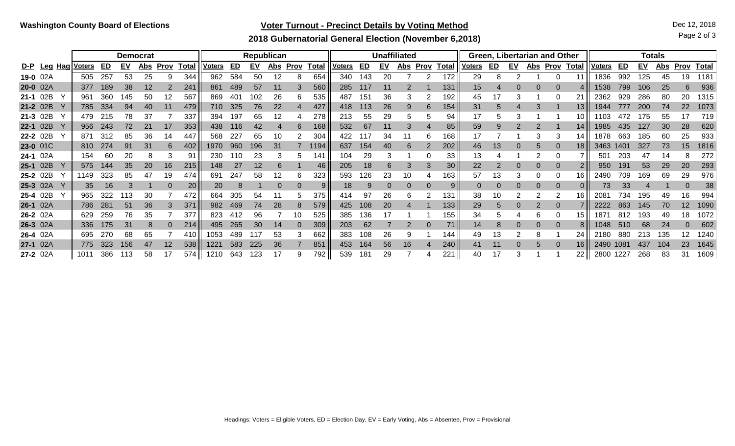**Washington County Board of Elections**

## Voter Turnout - Precinct Details by Voting Method

### 2018 Gubernatorial General Election (November 6,2018)

Dec 12, 2018

| | | | Democrat | | | | | | Republican | | | | | | Unaffiliated | | | | | | Green, Libertarian and Other | | | | | | Totals | | | | | |
|---|---|---|---|---|---|---|---|---|---|---|---|---|---|---|---|---|---|---|---|---|---|---|---|---|---|---|---|---|---|---|---|---|
| D-P | Leg | Hag | Voters | ED | EV | Abs | Prov | Total | Voters | ED | EV | Abs | Prov | Total | Voters | ED | EV | Abs | Prov | Total | Voters | ED | EV | Abs | Prov | Total | Voters | ED | EV | Abs | Prov | Total |
| 19-0 | 02A | | 505 | 257 | 53 | 25 | 9 | 344 | 962 | 584 | 50 | 12 | 8 | 654 | 340 | 143 | 20 | 7 | 2 | 172 | 29 | 8 | 2 | 1 | 0 | 11 | 1836 | 992 | 125 | 45 | 19 | 1181 |
| 20-0 | 02A | | 377 | 189 | 38 | 12 | 2 | 241 | 861 | 489 | 57 | 11 | 3 | 560 | 285 | 117 | 11 | 2 | 1 | 131 | 15 | 4 | 0 | 0 | 0 | 4 | 1538 | 799 | 106 | 25 | 6 | 936 |
| 21-1 | 02B | Y | 961 | 360 | 145 | 50 | 12 | 567 | 869 | 401 | 102 | 26 | 6 | 535 | 487 | 151 | 36 | 3 | 2 | 192 | 45 | 17 | 3 | 1 | 0 | 21 | 2362 | 929 | 286 | 80 | 20 | 1315 |
| 21-2 | 02B | Y | 785 | 334 | 94 | 40 | 11 | 479 | 710 | 325 | 76 | 22 | 4 | 427 | 418 | 113 | 26 | 9 | 6 | 154 | 31 | 5 | 4 | 3 | 1 | 13 | 1944 | 777 | 200 | 74 | 22 | 1073 |
| 21-3 | 02B | Y | 479 | 215 | 78 | 37 | 7 | 337 | 394 | 197 | 65 | 12 | 4 | 278 | 213 | 55 | 29 | 5 | 5 | 94 | 17 | 5 | 3 | 1 | 1 | 10 | 1103 | 472 | 175 | 55 | 17 | 719 |
| 22-1 | 02B | Y | 956 | 243 | 72 | 21 | 17 | 353 | 438 | 116 | 42 | 4 | 6 | 168 | 532 | 67 | 11 | 3 | 4 | 85 | 59 | 9 | 2 | 2 | 1 | 14 | 1985 | 435 | 127 | 30 | 28 | 620 |
| 22-2 | 02B | Y | 871 | 312 | 85 | 36 | 14 | 447 | 568 | 227 | 65 | 10 | 2 | 304 | 422 | 117 | 34 | 11 | 6 | 168 | 17 | 7 | 1 | 3 | 3 | 14 | 1878 | 663 | 185 | 60 | 25 | 933 |
| 23-0 | 01C | | 810 | 274 | 91 | 31 | 6 | 402 | 1970 | 960 | 196 | 31 | 7 | 1194 | 637 | 154 | 40 | 6 | 2 | 202 | 46 | 13 | 0 | 5 | 0 | 18 | 3463 | 1401 | 327 | 73 | 15 | 1816 |
| 24-1 | 02A | | 154 | 60 | 20 | 8 | 3 | 91 | 230 | 110 | 23 | 3 | 5 | 141 | 104 | 29 | 3 | 1 | 0 | 33 | 13 | 4 | 1 | 2 | 0 | 7 | 501 | 203 | 47 | 14 | 8 | 272 |
| 25-1 | 02B | Y | 575 | 144 | 35 | 20 | 16 | 215 | 148 | 27 | 12 | 6 | 1 | 46 | 205 | 18 | 6 | 3 | 3 | 30 | 22 | 2 | 0 | 0 | 0 | 2 | 950 | 191 | 53 | 29 | 20 | 293 |
| 25-2 | 02B | Y | 1149 | 323 | 85 | 47 | 19 | 474 | 691 | 247 | 58 | 12 | 6 | 323 | 593 | 126 | 23 | 10 | 4 | 163 | 57 | 13 | 3 | 0 | 0 | 16 | 2490 | 709 | 169 | 69 | 29 | 976 |
| 25-3 | 02A | Y | 35 | 16 | 3 | 1 | 0 | 20 | 20 | 8 | 1 | 0 | 0 | 9 | 18 | 9 | 0 | 0 | 0 | 9 | 0 | 0 | 0 | 0 | 0 | 0 | 73 | 33 | 4 | 1 | 0 | 38 |
| 25-4 | 02B | Y | 965 | 322 | 113 | 30 | 7 | 472 | 664 | 305 | 54 | 11 | 5 | 375 | 414 | 97 | 26 | 6 | 2 | 131 | 38 | 10 | 2 | 2 | 2 | 16 | 2081 | 734 | 195 | 49 | 16 | 994 |
| 26-1 | 02A | | 786 | 281 | 51 | 36 | 3 | 371 | 982 | 469 | 74 | 28 | 8 | 579 | 425 | 108 | 20 | 4 | 1 | 133 | 29 | 5 | 0 | 2 | 0 | 7 | 2222 | 863 | 145 | 70 | 12 | 1090 |
| 26-2 | 02A | | 629 | 259 | 76 | 35 | 7 | 377 | 823 | 412 | 96 | 7 | 10 | 525 | 385 | 136 | 17 | 1 | 1 | 155 | 34 | 5 | 4 | 6 | 0 | 15 | 1871 | 812 | 193 | 49 | 18 | 1072 |
| 26-3 | 02A | | 336 | 175 | 31 | 8 | 0 | 214 | 495 | 265 | 30 | 14 | 0 | 309 | 203 | 62 | 7 | 2 | 0 | 71 | 14 | 8 | 0 | 0 | 0 | 8 | 1048 | 510 | 68 | 24 | 0 | 602 |
| 26-4 | 02A | | 695 | 270 | 68 | 65 | 7 | 410 | 1053 | 489 | 117 | 53 | 3 | 662 | 383 | 108 | 26 | 9 | 1 | 144 | 49 | 13 | 2 | 8 | 1 | 24 | 2180 | 880 | 213 | 135 | 12 | 1240 |
| 27-1 | 02A | | 775 | 323 | 156 | 47 | 12 | 538 | 1221 | 583 | 225 | 36 | 7 | 851 | 453 | 164 | 56 | 16 | 4 | 240 | 41 | 11 | 0 | 5 | 0 | 16 | 2490 | 1081 | 437 | 104 | 23 | 1645 |
| 27-2 | 02A | | 1011 | 386 | 113 | 58 | 17 | 574 | 1210 | 643 | 123 | 17 | 9 | 792 | 539 | 181 | 29 | 7 | 4 | 221 | 40 | 17 | 3 | 1 | 1 | 22 | 2800 | 1227 | 268 | 83 | 31 | 1609 |

Headings: Voters = Eligible Voters, ED = Election Day, EV = Early Voting, Abs = Absentee, Prov = Provisional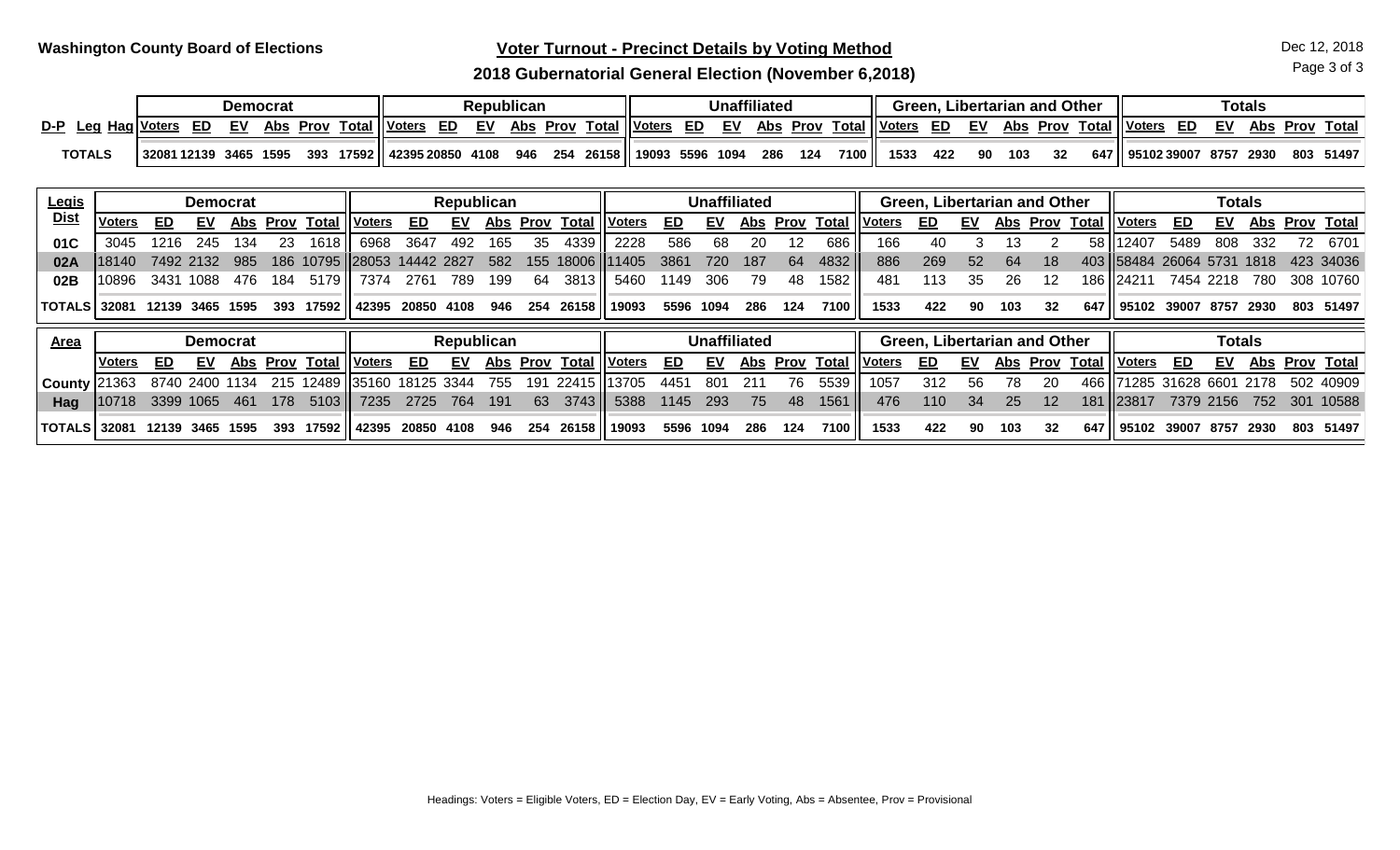**Washington County Board of Elections**

# Voter Turnout - Precinct Details by Voting Method

## 2018 Gubernatorial General Election (November 6,2018)

Dec 12, 2018

| D-P Leg Hag | Democrat | | | | | | Republican | | | | | | Unaffiliated | | | | | | Green, Libertarian and Other | | | | | | Totals | | | | | |
|---|---|---|---|---|---|---|---|---|---|---|---|---|---|---|---|---|---|---|---|---|---|---|---|---|---|---|---|---|---|---|
| | Voters | ED | EV | Abs | Prov | Total | Voters | ED | EV | Abs | Prov | Total | Voters | ED | EV | Abs | Prov | Total | Voters | ED | EV | Abs | Prov | Total | Voters | ED | EV | Abs | Prov | Total |
| TOTALS | 32081 | 12139 | 3465 | 1595 | 393 | 17592 | 42395 | 20850 | 4108 | 946 | 254 | 26158 | 19093 | 5596 | 1094 | 286 | 124 | 7100 | 1533 | 422 | 90 | 103 | 32 | 647 | 95102 | 39007 | 8757 | 2930 | 803 | 51497 |

| Legis Dist | Democrat | | | | | | Republican | | | | | | Unaffiliated | | | | | | Green, Libertarian and Other | | | | | | Totals | | | | | |
|---|---|---|---|---|---|---|---|---|---|---|---|---|---|---|---|---|---|---|---|---|---|---|---|---|---|---|---|---|---|---|
| | Voters | ED | EV | Abs | Prov | Total | Voters | ED | EV | Abs | Prov | Total | Voters | ED | EV | Abs | Prov | Total | Voters | ED | EV | Abs | Prov | Total | Voters | ED | EV | Abs | Prov | Total |
| 01C | 3045 | 1216 | 245 | 134 | 23 | 1618 | 6968 | 3647 | 492 | 165 | 35 | 4339 | 2228 | 586 | 68 | 20 | 12 | 686 | 166 | 40 | 3 | 13 | 2 | 58 | 12407 | 5489 | 808 | 332 | 72 | 6701 |
| 02A | 18140 | 7492 | 2132 | 985 | 186 | 10795 | 28053 | 14442 | 2827 | 582 | 155 | 18006 | 11405 | 3861 | 720 | 187 | 64 | 4832 | 886 | 269 | 52 | 64 | 18 | 403 | 58484 | 26064 | 5731 | 1818 | 423 | 34036 |
| 02B | 10896 | 3431 | 1088 | 476 | 184 | 5179 | 7374 | 2761 | 789 | 199 | 64 | 3813 | 5460 | 1149 | 306 | 79 | 48 | 1582 | 481 | 113 | 35 | 26 | 12 | 186 | 24211 | 7454 | 2218 | 780 | 308 | 10760 |
| TOTALS | 32081 | 12139 | 3465 | 1595 | 393 | 17592 | 42395 | 20850 | 4108 | 946 | 254 | 26158 | 19093 | 5596 | 1094 | 286 | 124 | 7100 | 1533 | 422 | 90 | 103 | 32 | 647 | 95102 | 39007 | 8757 | 2930 | 803 | 51497 |

| Area | Democrat | | | | | | Republican | | | | | | Unaffiliated | | | | | | Green, Libertarian and Other | | | | | | Totals | | | | | |
|---|---|---|---|---|---|---|---|---|---|---|---|---|---|---|---|---|---|---|---|---|---|---|---|---|---|---|---|---|---|---|
| | Voters | ED | EV | Abs | Prov | Total | Voters | ED | EV | Abs | Prov | Total | Voters | ED | EV | Abs | Prov | Total | Voters | ED | EV | Abs | Prov | Total | Voters | ED | EV | Abs | Prov | Total |
| County | 21363 | 8740 | 2400 | 1134 | 215 | 12489 | 35160 | 18125 | 3344 | 755 | 191 | 22415 | 13705 | 4451 | 801 | 211 | 76 | 5539 | 1057 | 312 | 56 | 78 | 20 | 466 | 71285 | 31628 | 6601 | 2178 | 502 | 40909 |
| Hag | 10718 | 3399 | 1065 | 461 | 178 | 5103 | 7235 | 2725 | 764 | 191 | 63 | 3743 | 5388 | 1145 | 293 | 75 | 48 | 1561 | 476 | 110 | 34 | 25 | 12 | 181 | 23817 | 7379 | 2156 | 752 | 301 | 10588 |
| TOTALS | 32081 | 12139 | 3465 | 1595 | 393 | 17592 | 42395 | 20850 | 4108 | 946 | 254 | 26158 | 19093 | 5596 | 1094 | 286 | 124 | 7100 | 1533 | 422 | 90 | 103 | 32 | 647 | 95102 | 39007 | 8757 | 2930 | 803 | 51497 |

Headings: Voters = Eligible Voters, ED = Election Day, EV = Early Voting, Abs = Absentee, Prov = Provisional